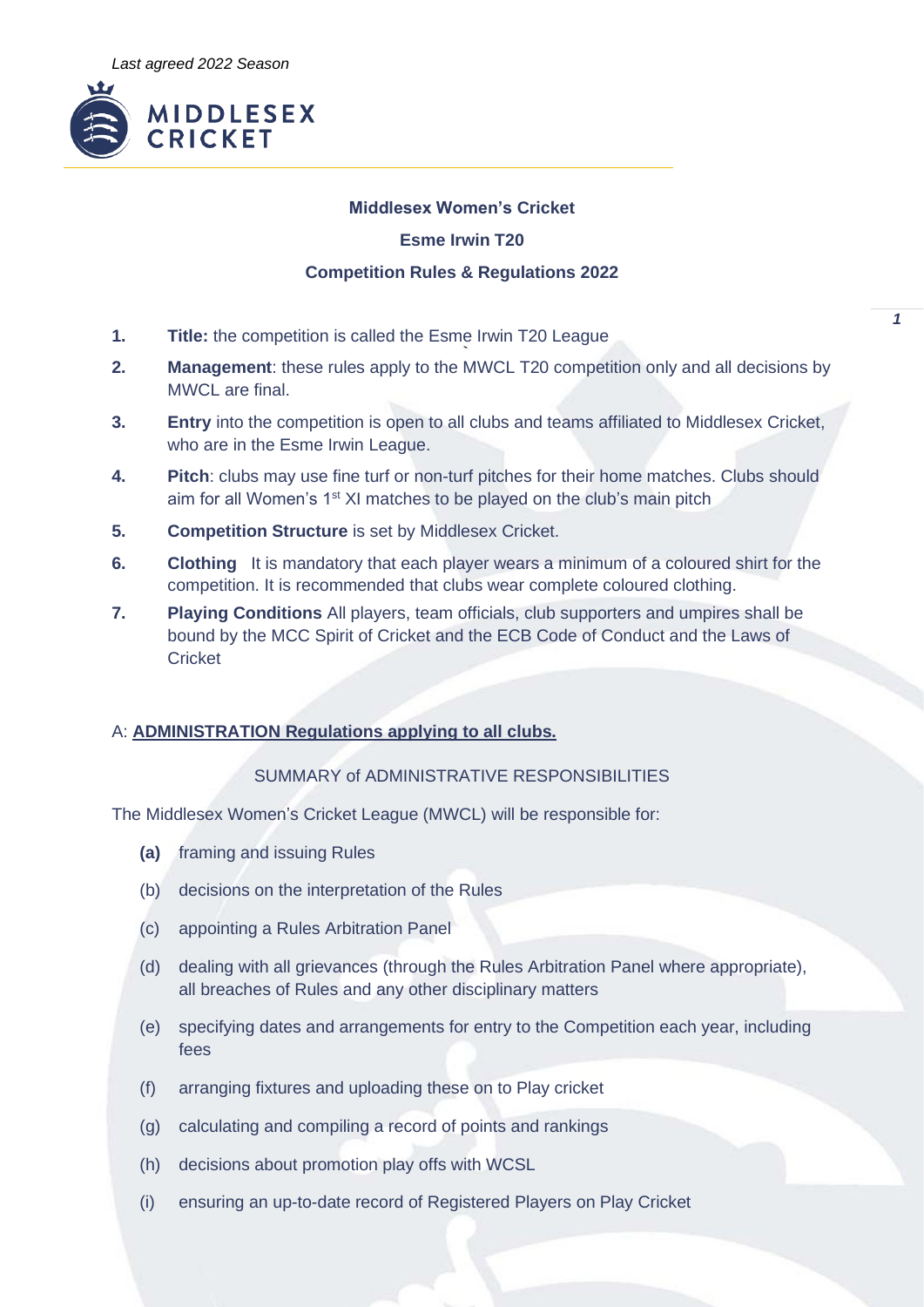*Last agreed 2022 Season*

**Middlesex Women's Cricket**

**Esme Irwin T20**

**Competition Rules & Regulations 2022**

1. **Title:** the competition is called the Esme Irwin T20 League
2. **Management**: these rules apply to the MWCL T20 competition only and all decisions by MWCL are final.
3. **Entry** into the competition is open to all clubs and teams affiliated to Middlesex Cricket, who are in the Esme Irwin League.
4. **Pitch**: clubs may use fine turf or non-turf pitches for their home matches. Clubs should aim for all Women's 1st XI matches to be played on the club's main pitch
5. **Competition Structure** is set by Middlesex Cricket.
6. **Clothing** It is mandatory that each player wears a minimum of a coloured shirt for the competition. It is recommended that clubs wear complete coloured clothing.
7. **Playing Conditions** All players, team officials, club supporters and umpires shall be bound by the MCC Spirit of Cricket and the ECB Code of Conduct and the Laws of Cricket

A: **ADMINISTRATION Regulations applying to all clubs.**

SUMMARY of ADMINISTRATIVE RESPONSIBILITIES

The Middlesex Women's Cricket League (MWCL) will be responsible for:

- **(a)** framing and issuing Rules
- (b) decisions on the interpretation of the Rules
- (c) appointing a Rules Arbitration Panel
- (d) dealing with all grievances (through the Rules Arbitration Panel where appropriate), all breaches of Rules and any other disciplinary matters
- (e) specifying dates and arrangements for entry to the Competition each year, including fees
- (f) arranging fixtures and uploading these on to Play cricket
- (g) calculating and compiling a record of points and rankings
- (h) decisions about promotion play offs with WCSL
- (i) ensuring an up-to-date record of Registered Players on Play Cricket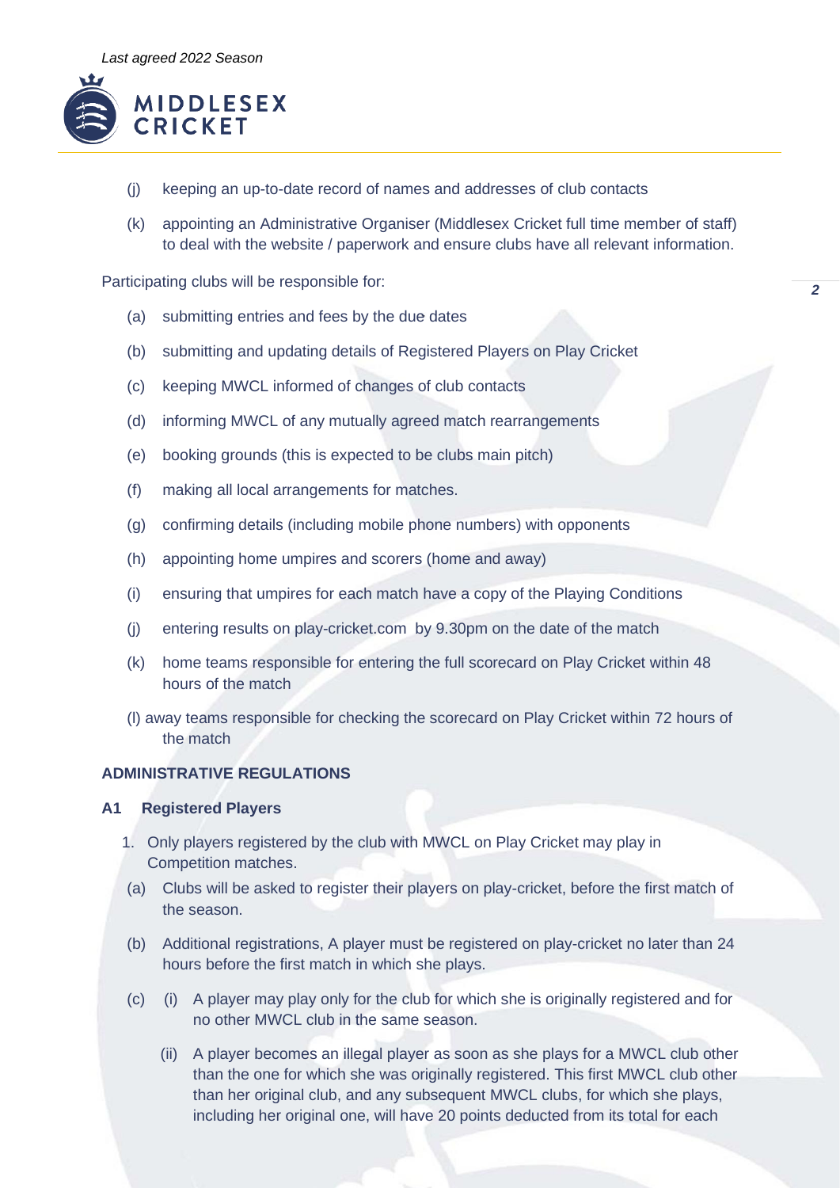- (j) keeping an up-to-date record of names and addresses of club contacts
- (k) appointing an Administrative Organiser (Middlesex Cricket full time member of staff) to deal with the website / paperwork and ensure clubs have all relevant information.

Participating clubs will be responsible for:

- (a) submitting entries and fees by the due dates
- (b) submitting and updating details of Registered Players on Play Cricket
- (c) keeping MWCL informed of changes of club contacts
- (d) informing MWCL of any mutually agreed match rearrangements
- (e) booking grounds (this is expected to be clubs main pitch)
- (f) making all local arrangements for matches.
- (g) confirming details (including mobile phone numbers) with opponents
- (h) appointing home umpires and scorers (home and away)
- (i) ensuring that umpires for each match have a copy of the Playing Conditions
- (j) entering results on play-cricket.com by 9.30pm on the date of the match
- (k) home teams responsible for entering the full scorecard on Play Cricket within 48 hours of the match
- (l) away teams responsible for checking the scorecard on Play Cricket within 72 hours of the match

## ADMINISTRATIVE REGULATIONS

### A1 Registered Players

1. Only players registered by the club with MWCL on Play Cricket may play in Competition matches.

   (a) Clubs will be asked to register their players on play-cricket, before the first match of the season.

   (b) Additional registrations, A player must be registered on play-cricket no later than 24 hours before the first match in which she plays.

   (c) (i) A player may play only for the club for which she is originally registered and for no other MWCL club in the same season.

   (ii) A player becomes an illegal player as soon as she plays for a MWCL club other than the one for which she was originally registered. This first MWCL club other than her original club, and any subsequent MWCL clubs, for which she plays, including her original one, will have 20 points deducted from its total for each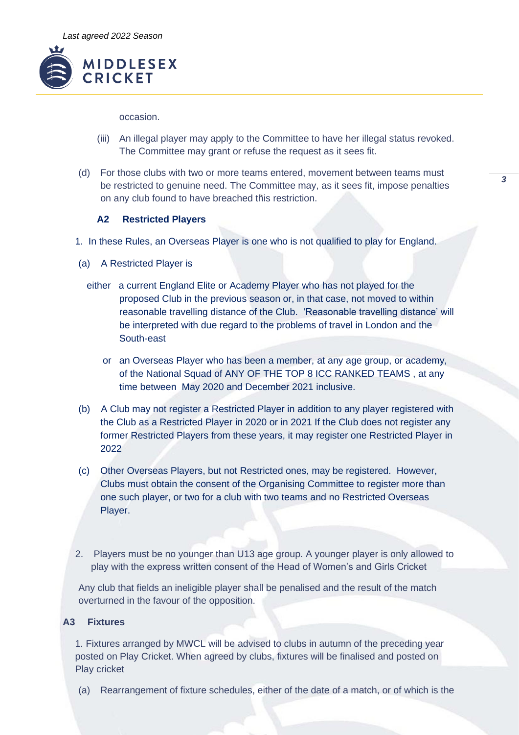occasion.

(iii) An illegal player may apply to the Committee to have her illegal status revoked. The Committee may grant or refuse the request as it sees fit.

(d) For those clubs with two or more teams entered, movement between teams must be restricted to genuine need. The Committee may, as it sees fit, impose penalties on any club found to have breached this restriction.

### A2 Restricted Players

1. In these Rules, an Overseas Player is one who is not qualified to play for England.

(a) A Restricted Player is

either a current England Elite or Academy Player who has not played for the proposed Club in the previous season or, in that case, not moved to within reasonable travelling distance of the Club. 'Reasonable travelling distance' will be interpreted with due regard to the problems of travel in London and the South-east

or an Overseas Player who has been a member, at any age group, or academy, of the National Squad of ANY OF THE TOP 8 ICC RANKED TEAMS , at any time between May 2020 and December 2021 inclusive.

(b) A Club may not register a Restricted Player in addition to any player registered with the Club as a Restricted Player in 2020 or in 2021 If the Club does not register any former Restricted Players from these years, it may register one Restricted Player in 2022

(c) Other Overseas Players, but not Restricted ones, may be registered. However, Clubs must obtain the consent of the Organising Committee to register more than one such player, or two for a club with two teams and no Restricted Overseas Player.

2. Players must be no younger than U13 age group. A younger player is only allowed to play with the express written consent of the Head of Women's and Girls Cricket

Any club that fields an ineligible player shall be penalised and the result of the match overturned in the favour of the opposition.

### A3 Fixtures

1. Fixtures arranged by MWCL will be advised to clubs in autumn of the preceding year posted on Play Cricket. When agreed by clubs, fixtures will be finalised and posted on Play cricket

(a) Rearrangement of fixture schedules, either of the date of a match, or of which is the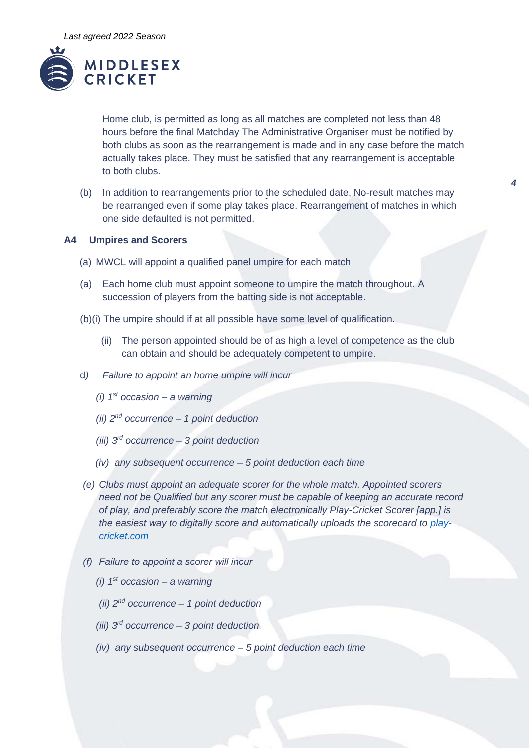Home club, is permitted as long as all matches are completed not less than 48 hours before the final Matchday The Administrative Organiser must be notified by both clubs as soon as the rearrangement is made and in any case before the match actually takes place. They must be satisfied that any rearrangement is acceptable to both clubs.

(b) In addition to rearrangements prior to the scheduled date, No-result matches may be rearranged even if some play takes place. Rearrangement of matches in which one side defaulted is not permitted.

**A4 Umpires and Scorers**

(a) MWCL will appoint a qualified panel umpire for each match

(a) Each home club must appoint someone to umpire the match throughout. A succession of players from the batting side is not acceptable.

(b)(i) The umpire should if at all possible have some level of qualification.

(ii) The person appointed should be of as high a level of competence as the club can obtain and should be adequately competent to umpire.

d) *Failure to appoint an home umpire will incur*

*(i) 1st occasion – a warning*

*(ii) 2nd occurrence – 1 point deduction*

*(iii) 3rd occurrence – 3 point deduction*

*(iv) any subsequent occurrence – 5 point deduction each time*

*(e) Clubs must appoint an adequate scorer for the whole match. Appointed scorers need not be Qualified but any scorer must be capable of keeping an accurate record of play, and preferably score the match electronically Play-Cricket Scorer [app.] is the easiest way to digitally score and automatically uploads the scorecard to [play-cricket.com](play-cricket.com)*

*(f) Failure to appoint a scorer will incur*

*(i) 1st occasion – a warning*

*(ii) 2nd occurrence – 1 point deduction*

*(iii) 3rd occurrence – 3 point deduction*

*(iv) any subsequent occurrence – 5 point deduction each time*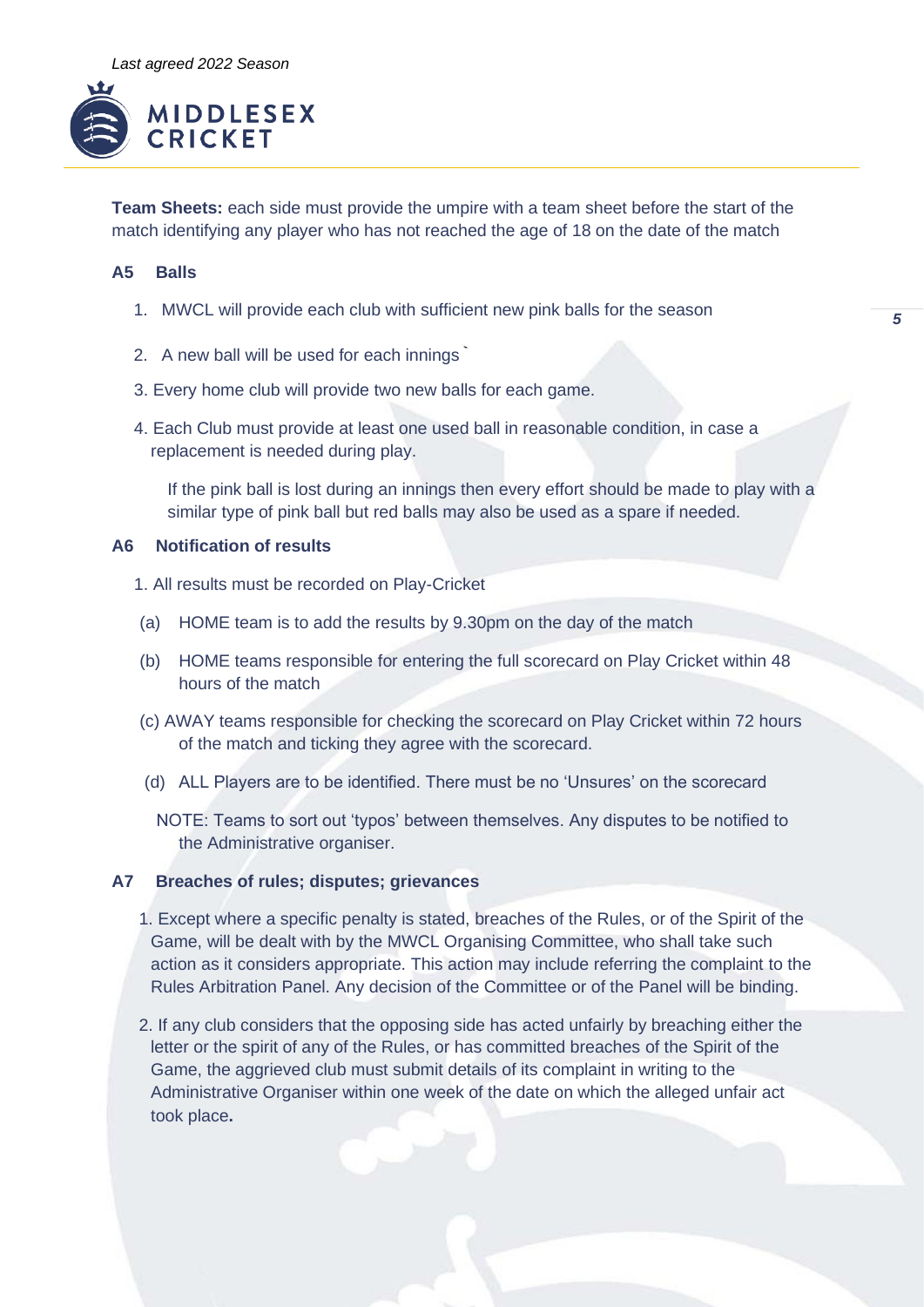**Team Sheets:** each side must provide the umpire with a team sheet before the start of the match identifying any player who has not reached the age of 18 on the date of the match

## A5 Balls

1. MWCL will provide each club with sufficient new pink balls for the season
2. A new ball will be used for each innings
3. Every home club will provide two new balls for each game.
4. Each Club must provide at least one used ball in reasonable condition, in case a replacement is needed during play.

   If the pink ball is lost during an innings then every effort should be made to play with a similar type of pink ball but red balls may also be used as a spare if needed.

## A6 Notification of results

1. All results must be recorded on Play-Cricket

   (a) HOME team is to add the results by 9.30pm on the day of the match

   (b) HOME teams responsible for entering the full scorecard on Play Cricket within 48 hours of the match

   (c) AWAY teams responsible for checking the scorecard on Play Cricket within 72 hours of the match and ticking they agree with the scorecard.

   (d) ALL Players are to be identified. There must be no 'Unsures' on the scorecard

   NOTE: Teams to sort out 'typos' between themselves. Any disputes to be notified to the Administrative organiser.

## A7 Breaches of rules; disputes; grievances

1. Except where a specific penalty is stated, breaches of the Rules, or of the Spirit of the Game, will be dealt with by the MWCL Organising Committee, who shall take such action as it considers appropriate. This action may include referring the complaint to the Rules Arbitration Panel. Any decision of the Committee or of the Panel will be binding.
2. If any club considers that the opposing side has acted unfairly by breaching either the letter or the spirit of any of the Rules, or has committed breaches of the Spirit of the Game, the aggrieved club must submit details of its complaint in writing to the Administrative Organiser within one week of the date on which the alleged unfair act took place**.**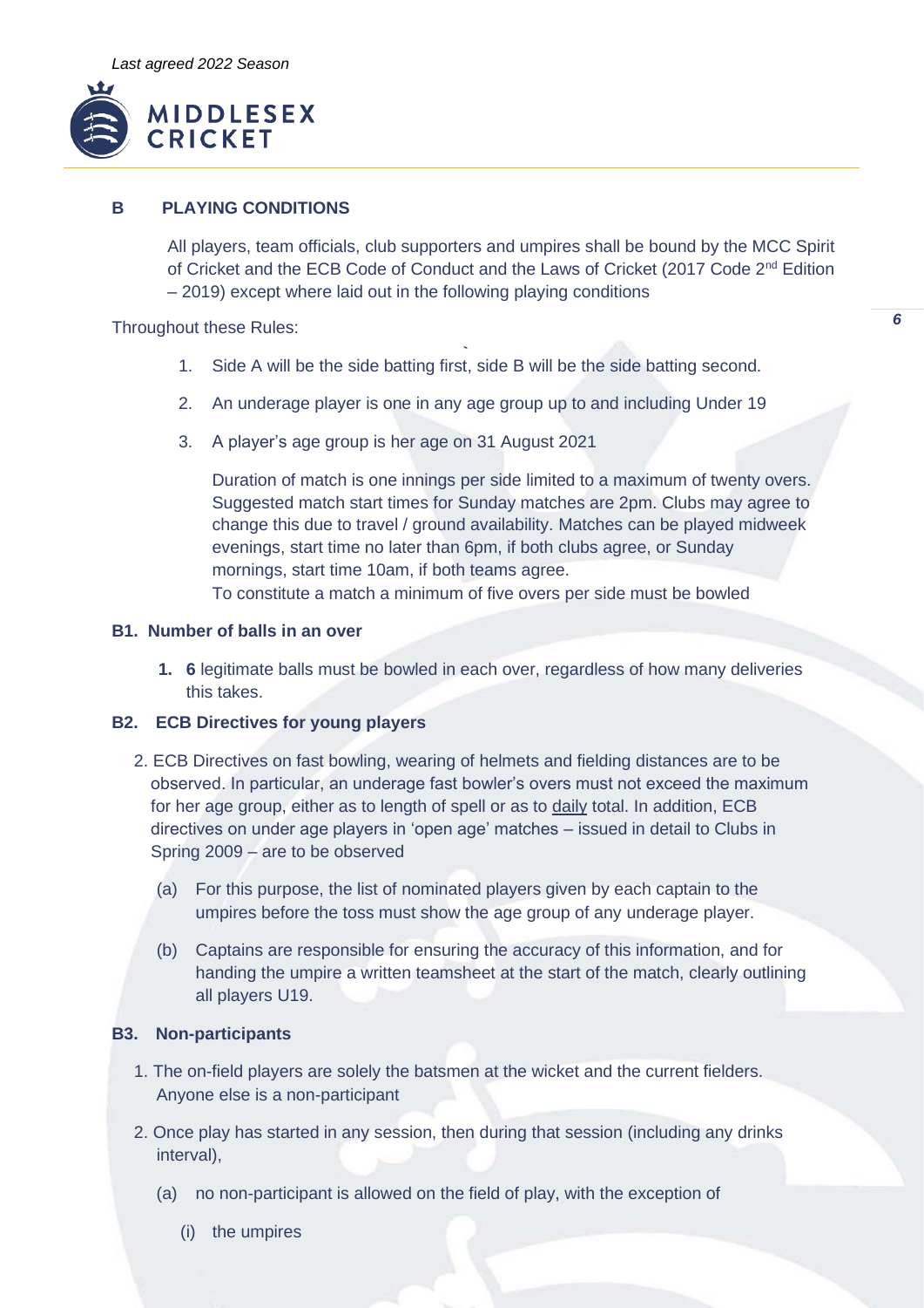*Last agreed 2022 Season*

## B PLAYING CONDITIONS

All players, team officials, club supporters and umpires shall be bound by the MCC Spirit of Cricket and the ECB Code of Conduct and the Laws of Cricket (2017 Code 2nd Edition – 2019) except where laid out in the following playing conditions

Throughout these Rules:

1. Side A will be the side batting first, side B will be the side batting second.
2. An underage player is one in any age group up to and including Under 19
3. A player's age group is her age on 31 August 2021

   Duration of match is one innings per side limited to a maximum of twenty overs. Suggested match start times for Sunday matches are 2pm. Clubs may agree to change this due to travel / ground availability. Matches can be played midweek evenings, start time no later than 6pm, if both clubs agree, or Sunday mornings, start time 10am, if both teams agree.
   To constitute a match a minimum of five overs per side must be bowled

### B1. Number of balls in an over

1. **6** legitimate balls must be bowled in each over, regardless of how many deliveries this takes.

### B2. ECB Directives for young players

2. ECB Directives on fast bowling, wearing of helmets and fielding distances are to be observed. In particular, an underage fast bowler's overs must not exceed the maximum for her age group, either as to length of spell or as to daily total. In addition, ECB directives on under age players in 'open age' matches – issued in detail to Clubs in Spring 2009 – are to be observed

   (a) For this purpose, the list of nominated players given by each captain to the umpires before the toss must show the age group of any underage player.

   (b) Captains are responsible for ensuring the accuracy of this information, and for handing the umpire a written teamsheet at the start of the match, clearly outlining all players U19.

### B3. Non-participants

1. The on-field players are solely the batsmen at the wicket and the current fielders. Anyone else is a non-participant
2. Once play has started in any session, then during that session (including any drinks interval),

   (a) no non-participant is allowed on the field of play, with the exception of

   (i) the umpires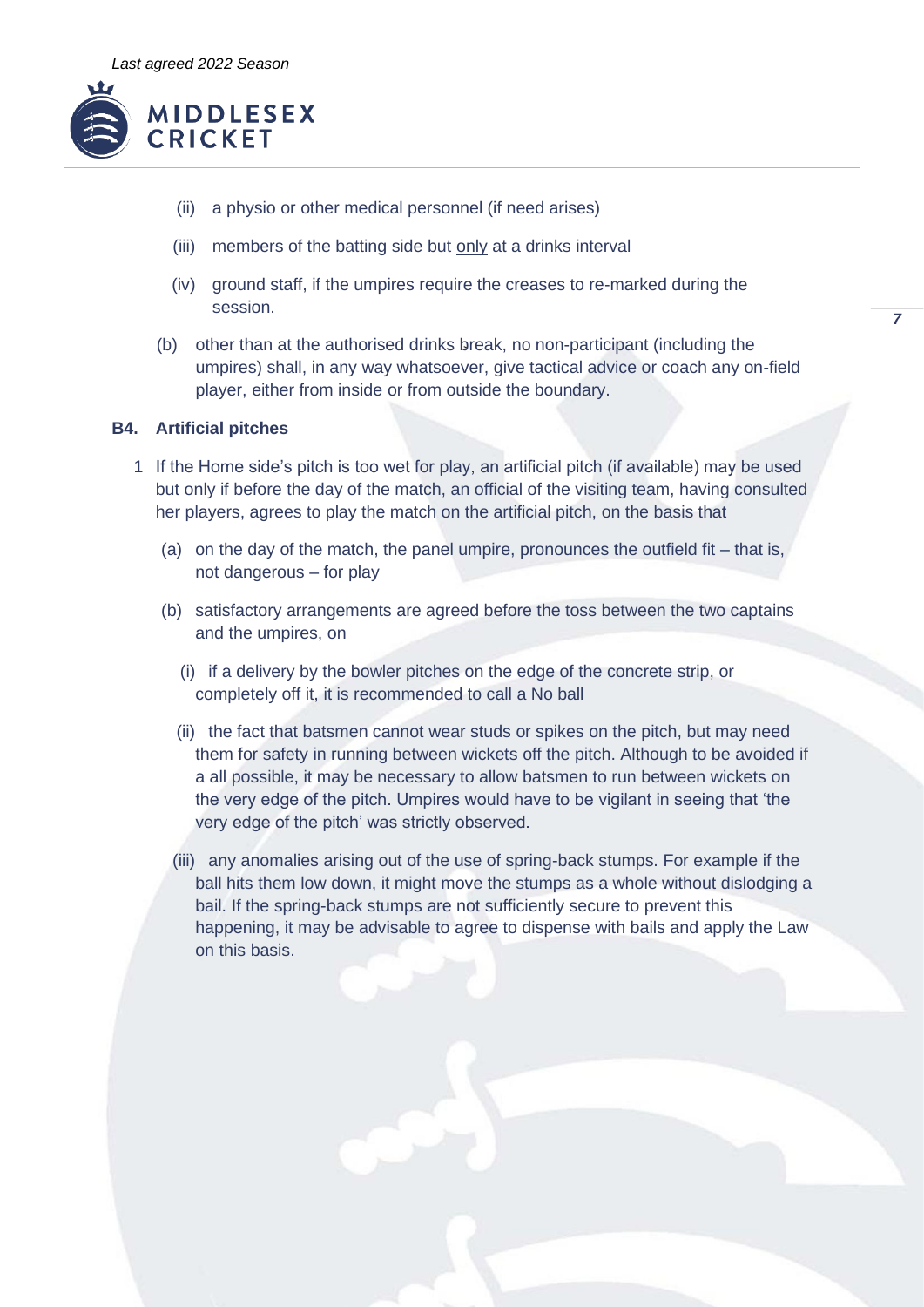(ii) a physio or other medical personnel (if need arises)

(iii) members of the batting side but only at a drinks interval

(iv) ground staff, if the umpires require the creases to re-marked during the session.

(b) other than at the authorised drinks break, no non-participant (including the umpires) shall, in any way whatsoever, give tactical advice or coach any on-field player, either from inside or from outside the boundary.

### B4. Artificial pitches

1 If the Home side's pitch is too wet for play, an artificial pitch (if available) may be used but only if before the day of the match, an official of the visiting team, having consulted her players, agrees to play the match on the artificial pitch, on the basis that

(a) on the day of the match, the panel umpire, pronounces the outfield fit – that is, not dangerous – for play

(b) satisfactory arrangements are agreed before the toss between the two captains and the umpires, on

(i) if a delivery by the bowler pitches on the edge of the concrete strip, or completely off it, it is recommended to call a No ball

(ii) the fact that batsmen cannot wear studs or spikes on the pitch, but may need them for safety in running between wickets off the pitch. Although to be avoided if a all possible, it may be necessary to allow batsmen to run between wickets on the very edge of the pitch. Umpires would have to be vigilant in seeing that 'the very edge of the pitch' was strictly observed.

(iii) any anomalies arising out of the use of spring-back stumps. For example if the ball hits them low down, it might move the stumps as a whole without dislodging a bail. If the spring-back stumps are not sufficiently secure to prevent this happening, it may be advisable to agree to dispense with bails and apply the Law on this basis.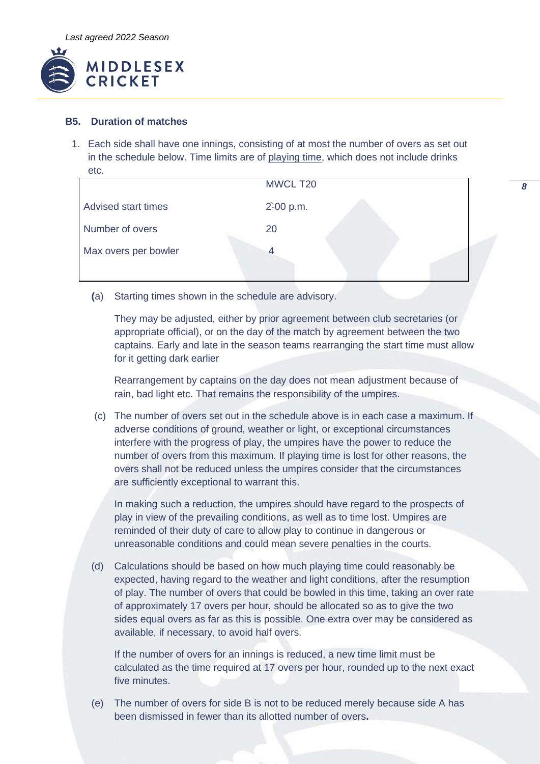*Last agreed 2022 Season*

**MIDDLESEX CRICKET**

### B5. Duration of matches

1. Each side shall have one innings, consisting of at most the number of overs as set out in the schedule below. Time limits are of playing time, which does not include drinks etc.

| | MWCL T20 |
|---|---|
| Advised start times | 2-00 p.m. |
| Number of overs | 20 |
| Max overs per bowler | 4 |

(a) Starting times shown in the schedule are advisory.

They may be adjusted, either by prior agreement between club secretaries (or appropriate official), or on the day of the match by agreement between the two captains. Early and late in the season teams rearranging the start time must allow for it getting dark earlier

Rearrangement by captains on the day does not mean adjustment because of rain, bad light etc. That remains the responsibility of the umpires.

(c) The number of overs set out in the schedule above is in each case a maximum. If adverse conditions of ground, weather or light, or exceptional circumstances interfere with the progress of play, the umpires have the power to reduce the number of overs from this maximum. If playing time is lost for other reasons, the overs shall not be reduced unless the umpires consider that the circumstances are sufficiently exceptional to warrant this.

In making such a reduction, the umpires should have regard to the prospects of play in view of the prevailing conditions, as well as to time lost. Umpires are reminded of their duty of care to allow play to continue in dangerous or unreasonable conditions and could mean severe penalties in the courts.

(d) Calculations should be based on how much playing time could reasonably be expected, having regard to the weather and light conditions, after the resumption of play. The number of overs that could be bowled in this time, taking an over rate of approximately 17 overs per hour, should be allocated so as to give the two sides equal overs as far as this is possible. One extra over may be considered as available, if necessary, to avoid half overs.

If the number of overs for an innings is reduced, a new time limit must be calculated as the time required at 17 overs per hour, rounded up to the next exact five minutes.

(e) The number of overs for side B is not to be reduced merely because side A has been dismissed in fewer than its allotted number of overs.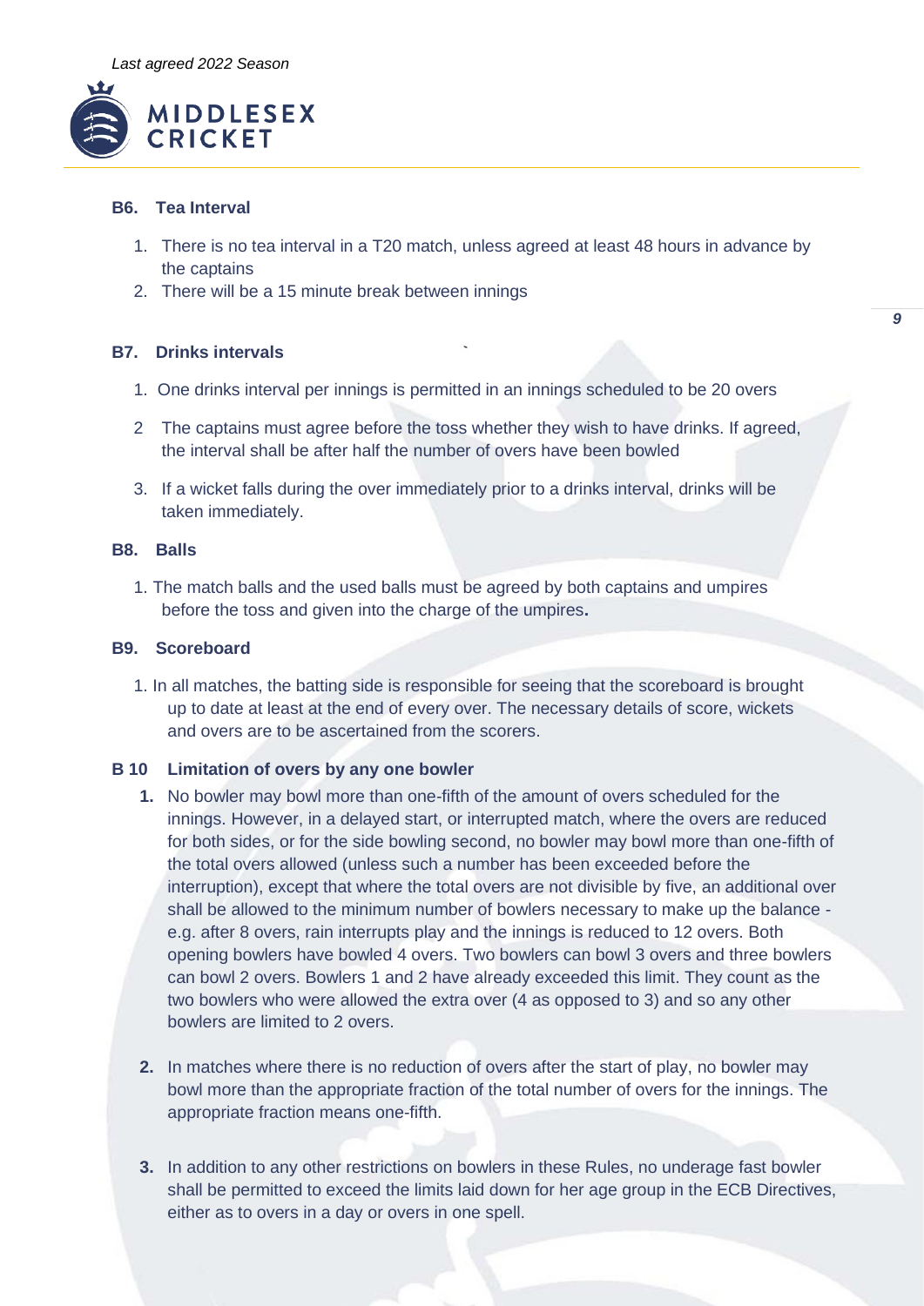### B6. Tea Interval

1. There is no tea interval in a T20 match, unless agreed at least 48 hours in advance by the captains
2. There will be a 15 minute break between innings

### B7. Drinks intervals

1. One drinks interval per innings is permitted in an innings scheduled to be 20 overs
2. The captains must agree before the toss whether they wish to have drinks. If agreed, the interval shall be after half the number of overs have been bowled
3. If a wicket falls during the over immediately prior to a drinks interval, drinks will be taken immediately.

### B8. Balls

1. The match balls and the used balls must be agreed by both captains and umpires before the toss and given into the charge of the umpires**.**

### B9. Scoreboard

1. In all matches, the batting side is responsible for seeing that the scoreboard is brought up to date at least at the end of every over. The necessary details of score, wickets and overs are to be ascertained from the scorers.

### B 10 Limitation of overs by any one bowler

1. No bowler may bowl more than one-fifth of the amount of overs scheduled for the innings. However, in a delayed start, or interrupted match, where the overs are reduced for both sides, or for the side bowling second, no bowler may bowl more than one-fifth of the total overs allowed (unless such a number has been exceeded before the interruption), except that where the total overs are not divisible by five, an additional over shall be allowed to the minimum number of bowlers necessary to make up the balance - e.g. after 8 overs, rain interrupts play and the innings is reduced to 12 overs. Both opening bowlers have bowled 4 overs. Two bowlers can bowl 3 overs and three bowlers can bowl 2 overs. Bowlers 1 and 2 have already exceeded this limit. They count as the two bowlers who were allowed the extra over (4 as opposed to 3) and so any other bowlers are limited to 2 overs.

2. In matches where there is no reduction of overs after the start of play, no bowler may bowl more than the appropriate fraction of the total number of overs for the innings. The appropriate fraction means one-fifth.

3. In addition to any other restrictions on bowlers in these Rules, no underage fast bowler shall be permitted to exceed the limits laid down for her age group in the ECB Directives, either as to overs in a day or overs in one spell.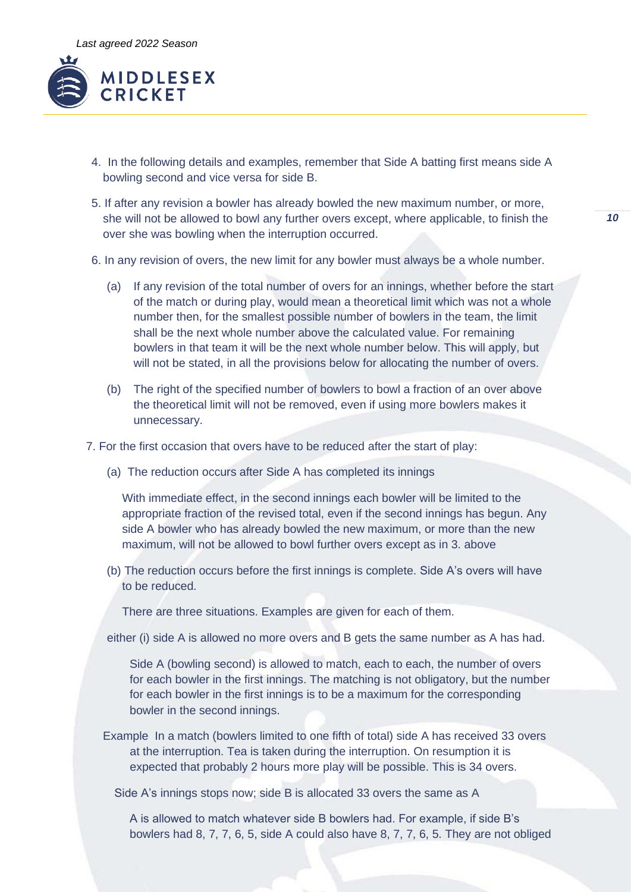4. In the following details and examples, remember that Side A batting first means side A bowling second and vice versa for side B.

5. If after any revision a bowler has already bowled the new maximum number, or more, she will not be allowed to bowl any further overs except, where applicable, to finish the over she was bowling when the interruption occurred.

6. In any revision of overs, the new limit for any bowler must always be a whole number.

   (a) If any revision of the total number of overs for an innings, whether before the start of the match or during play, would mean a theoretical limit which was not a whole number then, for the smallest possible number of bowlers in the team, the limit shall be the next whole number above the calculated value. For remaining bowlers in that team it will be the next whole number below. This will apply, but will not be stated, in all the provisions below for allocating the number of overs.

   (b) The right of the specified number of bowlers to bowl a fraction of an over above the theoretical limit will not be removed, even if using more bowlers makes it unnecessary.

7. For the first occasion that overs have to be reduced after the start of play:

   (a) The reduction occurs after Side A has completed its innings

   With immediate effect, in the second innings each bowler will be limited to the appropriate fraction of the revised total, even if the second innings has begun. Any side A bowler who has already bowled the new maximum, or more than the new maximum, will not be allowed to bowl further overs except as in 3. above

   (b) The reduction occurs before the first innings is complete. Side A's overs will have to be reduced.

   There are three situations. Examples are given for each of them.

   either (i) side A is allowed no more overs and B gets the same number as A has had.

   Side A (bowling second) is allowed to match, each to each, the number of overs for each bowler in the first innings. The matching is not obligatory, but the number for each bowler in the first innings is to be a maximum for the corresponding bowler in the second innings.

   Example In a match (bowlers limited to one fifth of total) side A has received 33 overs at the interruption. Tea is taken during the interruption. On resumption it is expected that probably 2 hours more play will be possible. This is 34 overs.

   Side A's innings stops now; side B is allocated 33 overs the same as A

   A is allowed to match whatever side B bowlers had. For example, if side B's bowlers had 8, 7, 7, 6, 5, side A could also have 8, 7, 7, 6, 5. They are not obliged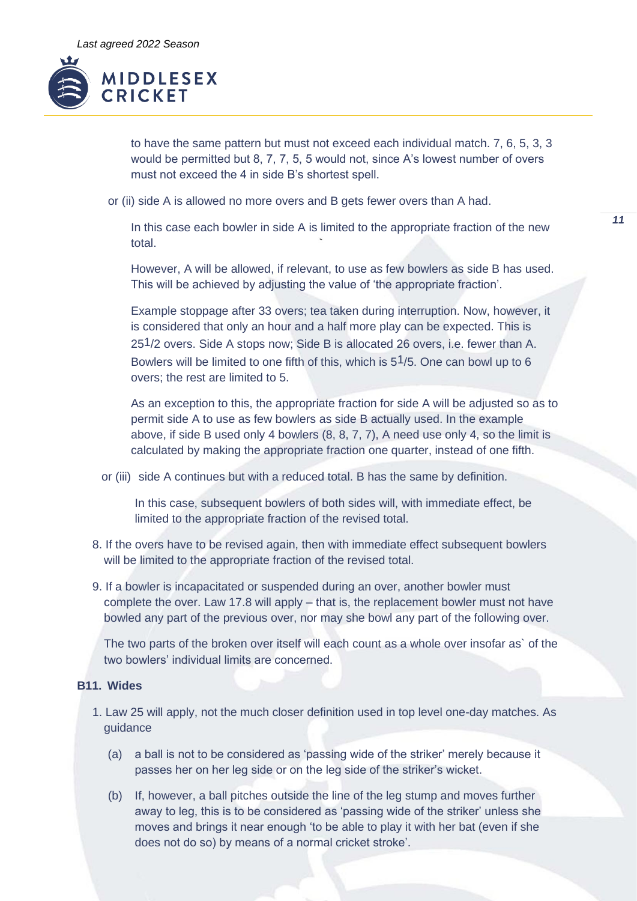to have the same pattern but must not exceed each individual match. 7, 6, 5, 3, 3 would be permitted but 8, 7, 7, 5, 5 would not, since A's lowest number of overs must not exceed the 4 in side B's shortest spell.

or (ii) side A is allowed no more overs and B gets fewer overs than A had.

In this case each bowler in side A is limited to the appropriate fraction of the new total.

However, A will be allowed, if relevant, to use as few bowlers as side B has used. This will be achieved by adjusting the value of 'the appropriate fraction'.

Example stoppage after 33 overs; tea taken during interruption. Now, however, it is considered that only an hour and a half more play can be expected. This is 25 1/2 overs. Side A stops now; Side B is allocated 26 overs, i.e. fewer than A. Bowlers will be limited to one fifth of this, which is 5 1/5. One can bowl up to 6 overs; the rest are limited to 5.

As an exception to this, the appropriate fraction for side A will be adjusted so as to permit side A to use as few bowlers as side B actually used. In the example above, if side B used only 4 bowlers (8, 8, 7, 7), A need use only 4, so the limit is calculated by making the appropriate fraction one quarter, instead of one fifth.

or (iii) side A continues but with a reduced total. B has the same by definition.

In this case, subsequent bowlers of both sides will, with immediate effect, be limited to the appropriate fraction of the revised total.

8. If the overs have to be revised again, then with immediate effect subsequent bowlers will be limited to the appropriate fraction of the revised total.

9. If a bowler is incapacitated or suspended during an over, another bowler must complete the over. Law 17.8 will apply – that is, the replacement bowler must not have bowled any part of the previous over, nor may she bowl any part of the following over.

   The two parts of the broken over itself will each count as a whole over insofar as` of the two bowlers' individual limits are concerned.

**B11. Wides**

1. Law 25 will apply, not the much closer definition used in top level one-day matches. As guidance

   (a) a ball is not to be considered as 'passing wide of the striker' merely because it passes her on her leg side or on the leg side of the striker's wicket.

   (b) If, however, a ball pitches outside the line of the leg stump and moves further away to leg, this is to be considered as 'passing wide of the striker' unless she moves and brings it near enough 'to be able to play it with her bat (even if she does not do so) by means of a normal cricket stroke'.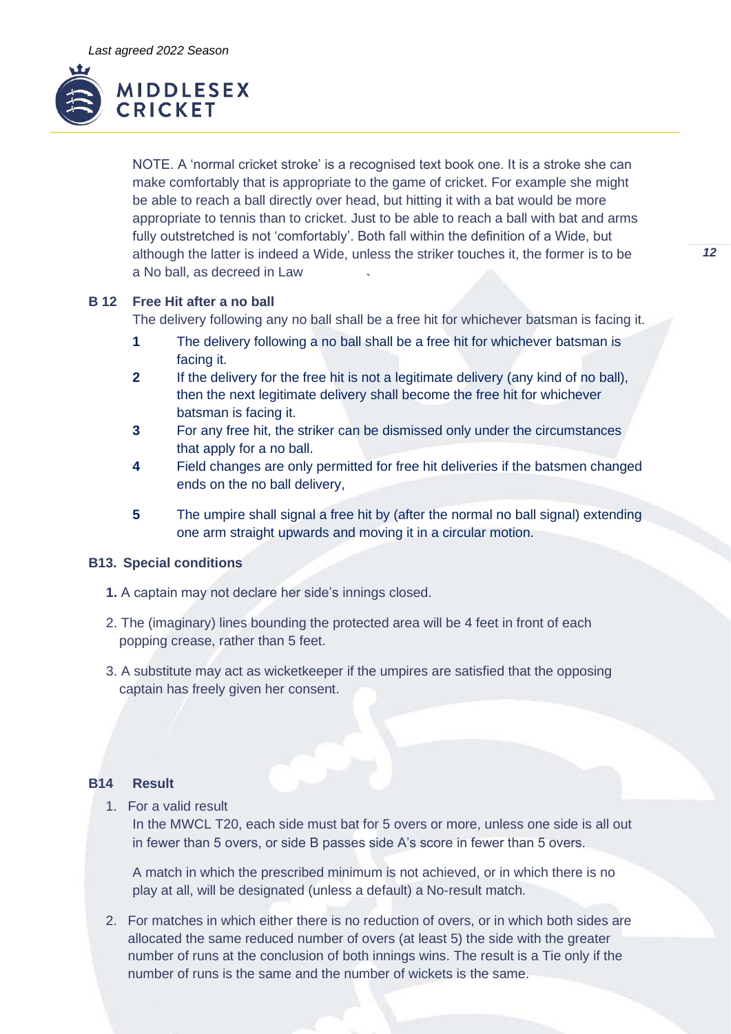NOTE. A 'normal cricket stroke' is a recognised text book one. It is a stroke she can make comfortably that is appropriate to the game of cricket. For example she might be able to reach a ball directly over head, but hitting it with a bat would be more appropriate to tennis than to cricket. Just to be able to reach a ball with bat and arms fully outstretched is not 'comfortably'. Both fall within the definition of a Wide, but although the latter is indeed a Wide, unless the striker touches it, the former is to be a No ball, as decreed in Law

### B 12 Free Hit after a no ball

The delivery following any no ball shall be a free hit for whichever batsman is facing it.

1. The delivery following a no ball shall be a free hit for whichever batsman is facing it.
2. If the delivery for the free hit is not a legitimate delivery (any kind of no ball), then the next legitimate delivery shall become the free hit for whichever batsman is facing it.
3. For any free hit, the striker can be dismissed only under the circumstances that apply for a no ball.
4. Field changes are only permitted for free hit deliveries if the batsmen changed ends on the no ball delivery,
5. The umpire shall signal a free hit by (after the normal no ball signal) extending one arm straight upwards and moving it in a circular motion.

### B13. Special conditions

1. A captain may not declare her side's innings closed.
2. The (imaginary) lines bounding the protected area will be 4 feet in front of each popping crease, rather than 5 feet.
3. A substitute may act as wicketkeeper if the umpires are satisfied that the opposing captain has freely given her consent.

### B14 Result

1. For a valid result

   In the MWCL T20, each side must bat for 5 overs or more, unless one side is all out in fewer than 5 overs, or side B passes side A's score in fewer than 5 overs.

   A match in which the prescribed minimum is not achieved, or in which there is no play at all, will be designated (unless a default) a No-result match.

2. For matches in which either there is no reduction of overs, or in which both sides are allocated the same reduced number of overs (at least 5) the side with the greater number of runs at the conclusion of both innings wins. The result is a Tie only if the number of runs is the same and the number of wickets is the same.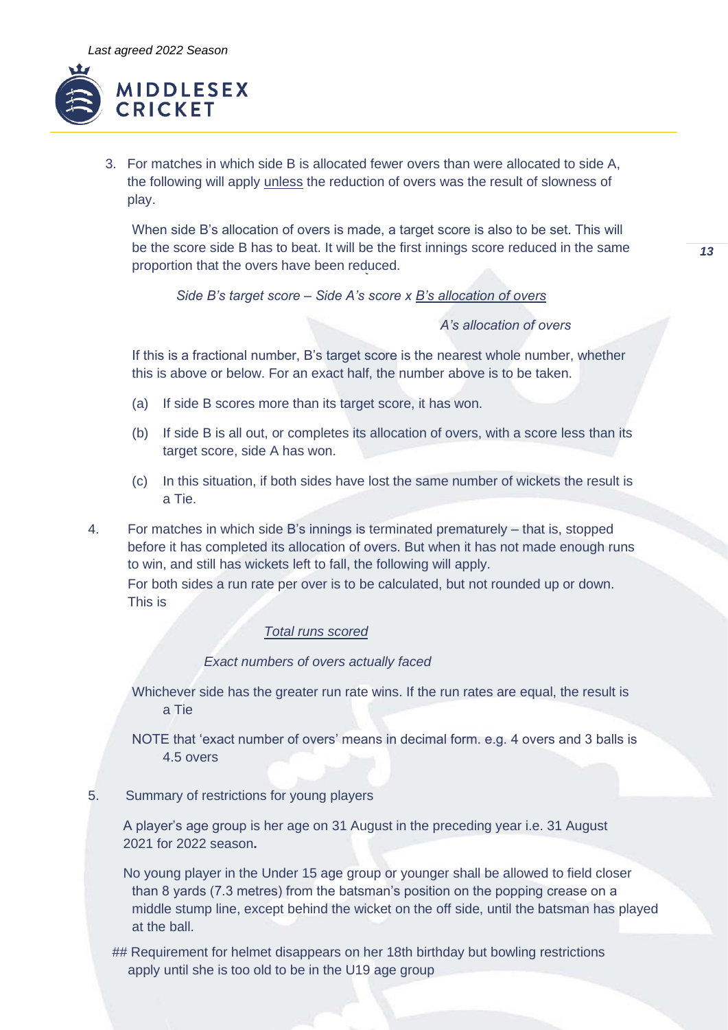3. For matches in which side B is allocated fewer overs than were allocated to side A, the following will apply unless the reduction of overs was the result of slowness of play.

   When side B's allocation of overs is made, a target score is also to be set. This will be the score side B has to beat. It will be the first innings score reduced in the same proportion that the overs have been reduced.

   *Side B's target score – Side A's score x B's allocation of overs*

   *A's allocation of overs*

   If this is a fractional number, B's target score is the nearest whole number, whether this is above or below. For an exact half, the number above is to be taken.

   (a) If side B scores more than its target score, it has won.

   (b) If side B is all out, or completes its allocation of overs, with a score less than its target score, side A has won.

   (c) In this situation, if both sides have lost the same number of wickets the result is a Tie.

4. For matches in which side B's innings is terminated prematurely – that is, stopped before it has completed its allocation of overs. But when it has not made enough runs to win, and still has wickets left to fall, the following will apply.

   For both sides a run rate per over is to be calculated, but not rounded up or down. This is

   *Total runs scored*

   *Exact numbers of overs actually faced*

   Whichever side has the greater run rate wins. If the run rates are equal, the result is a Tie

   NOTE that 'exact number of overs' means in decimal form. e.g. 4 overs and 3 balls is 4.5 overs

5. Summary of restrictions for young players

   A player's age group is her age on 31 August in the preceding year i.e. 31 August 2021 for 2022 season**.**

   No young player in the Under 15 age group or younger shall be allowed to field closer than 8 yards (7.3 metres) from the batsman's position on the popping crease on a middle stump line, except behind the wicket on the off side, until the batsman has played at the ball.

   ## Requirement for helmet disappears on her 18th birthday but bowling restrictions apply until she is too old to be in the U19 age group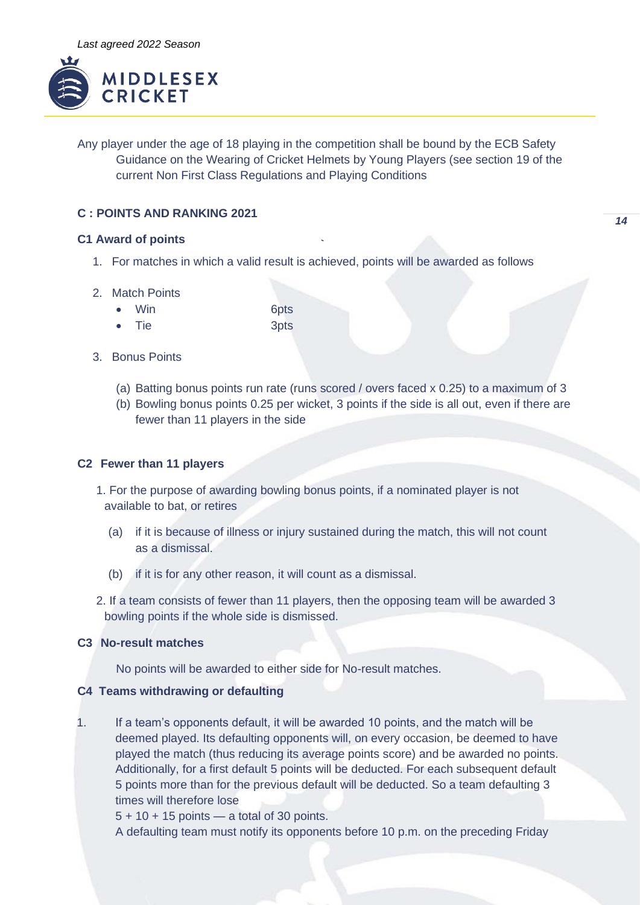Any player under the age of 18 playing in the competition shall be bound by the ECB Safety Guidance on the Wearing of Cricket Helmets by Young Players (see section 19 of the current Non First Class Regulations and Playing Conditions

### C : POINTS AND RANKING 2021

#### C1 Award of points

1. For matches in which a valid result is achieved, points will be awarded as follows
2. Match Points
   - Win 6pts
   - Tie 3pts
3. Bonus Points
   (a) Batting bonus points run rate (runs scored / overs faced x 0.25) to a maximum of 3
   (b) Bowling bonus points 0.25 per wicket, 3 points if the side is all out, even if there are fewer than 11 players in the side

#### C2 Fewer than 11 players

1. For the purpose of awarding bowling bonus points, if a nominated player is not available to bat, or retires
   (a) if it is because of illness or injury sustained during the match, this will not count as a dismissal.
   (b) if it is for any other reason, it will count as a dismissal.
2. If a team consists of fewer than 11 players, then the opposing team will be awarded 3 bowling points if the whole side is dismissed.

#### C3 No-result matches

No points will be awarded to either side for No-result matches.

#### C4 Teams withdrawing or defaulting

1. If a team's opponents default, it will be awarded 10 points, and the match will be deemed played. Its defaulting opponents will, on every occasion, be deemed to have played the match (thus reducing its average points score) and be awarded no points. Additionally, for a first default 5 points will be deducted. For each subsequent default 5 points more than for the previous default will be deducted. So a team defaulting 3 times will therefore lose
   5 + 10 + 15 points — a total of 30 points.
   A defaulting team must notify its opponents before 10 p.m. on the preceding Friday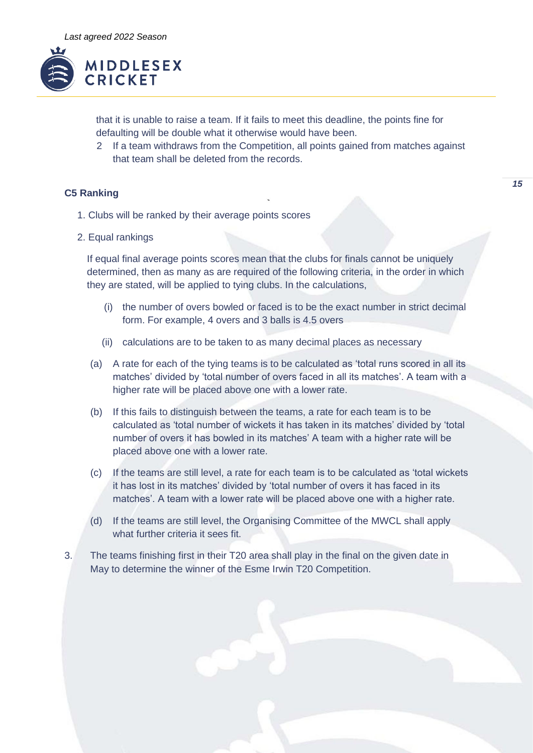that it is unable to raise a team. If it fails to meet this deadline, the points fine for defaulting will be double what it otherwise would have been.

2 If a team withdraws from the Competition, all points gained from matches against that team shall be deleted from the records.

### C5 Ranking

1. Clubs will be ranked by their average points scores

2. Equal rankings

If equal final average points scores mean that the clubs for finals cannot be uniquely determined, then as many as are required of the following criteria, in the order in which they are stated, will be applied to tying clubs. In the calculations,

(i) the number of overs bowled or faced is to be the exact number in strict decimal form. For example, 4 overs and 3 balls is 4.5 overs

(ii) calculations are to be taken to as many decimal places as necessary

(a) A rate for each of the tying teams is to be calculated as 'total runs scored in all its matches' divided by 'total number of overs faced in all its matches'. A team with a higher rate will be placed above one with a lower rate.

(b) If this fails to distinguish between the teams, a rate for each team is to be calculated as 'total number of wickets it has taken in its matches' divided by 'total number of overs it has bowled in its matches' A team with a higher rate will be placed above one with a lower rate.

(c) If the teams are still level, a rate for each team is to be calculated as 'total wickets it has lost in its matches' divided by 'total number of overs it has faced in its matches'. A team with a lower rate will be placed above one with a higher rate.

(d) If the teams are still level, the Organising Committee of the MWCL shall apply what further criteria it sees fit.

3. The teams finishing first in their T20 area shall play in the final on the given date in May to determine the winner of the Esme Irwin T20 Competition.